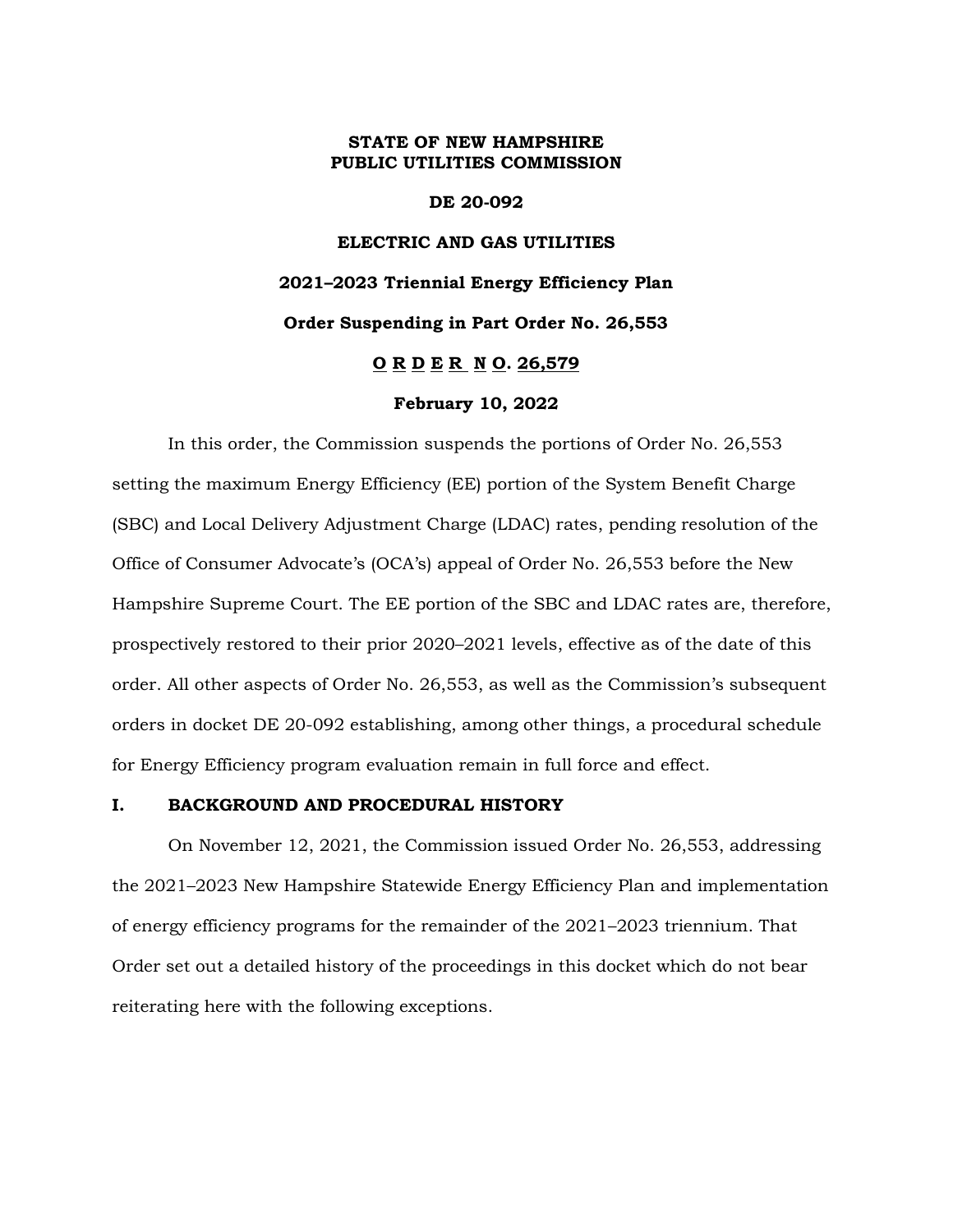**STATE OF NEW HAMPSHIRE**
**PUBLIC UTILITIES COMMISSION**

**DE 20-092**

**ELECTRIC AND GAS UTILITIES**

**2021–2023 Triennial Energy Efficiency Plan**

**Order Suspending in Part Order No. 26,553**

**O R D E R N O. 26,579**

**February 10, 2022**

In this order, the Commission suspends the portions of Order No. 26,553 setting the maximum Energy Efficiency (EE) portion of the System Benefit Charge (SBC) and Local Delivery Adjustment Charge (LDAC) rates, pending resolution of the Office of Consumer Advocate's (OCA's) appeal of Order No. 26,553 before the New Hampshire Supreme Court. The EE portion of the SBC and LDAC rates are, therefore, prospectively restored to their prior 2020–2021 levels, effective as of the date of this order. All other aspects of Order No. 26,553, as well as the Commission's subsequent orders in docket DE 20-092 establishing, among other things, a procedural schedule for Energy Efficiency program evaluation remain in full force and effect.

## I. BACKGROUND AND PROCEDURAL HISTORY

On November 12, 2021, the Commission issued Order No. 26,553, addressing the 2021–2023 New Hampshire Statewide Energy Efficiency Plan and implementation of energy efficiency programs for the remainder of the 2021–2023 triennium. That Order set out a detailed history of the proceedings in this docket which do not bear reiterating here with the following exceptions.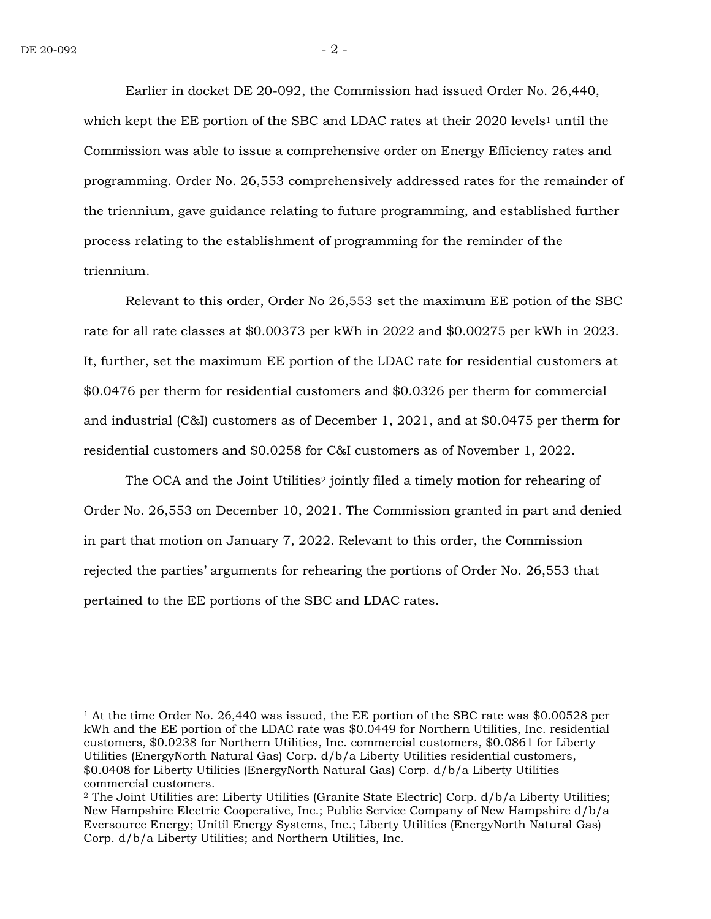Earlier in docket DE 20-092, the Commission had issued Order No. 26,440, which kept the EE portion of the SBC and LDAC rates at their 2020 levels[1] until the Commission was able to issue a comprehensive order on Energy Efficiency rates and programming. Order No. 26,553 comprehensively addressed rates for the remainder of the triennium, gave guidance relating to future programming, and established further process relating to the establishment of programming for the reminder of the triennium.

Relevant to this order, Order No 26,553 set the maximum EE potion of the SBC rate for all rate classes at $0.00373 per kWh in 2022 and $0.00275 per kWh in 2023. It, further, set the maximum EE portion of the LDAC rate for residential customers at $0.0476 per therm for residential customers and $0.0326 per therm for commercial and industrial (C&I) customers as of December 1, 2021, and at $0.0475 per therm for residential customers and $0.0258 for C&I customers as of November 1, 2022.

The OCA and the Joint Utilities[2] jointly filed a timely motion for rehearing of Order No. 26,553 on December 10, 2021. The Commission granted in part and denied in part that motion on January 7, 2022. Relevant to this order, the Commission rejected the parties' arguments for rehearing the portions of Order No. 26,553 that pertained to the EE portions of the SBC and LDAC rates.

---

[1] At the time Order No. 26,440 was issued, the EE portion of the SBC rate was $0.00528 per kWh and the EE portion of the LDAC rate was $0.0449 for Northern Utilities, Inc. residential customers, $0.0238 for Northern Utilities, Inc. commercial customers, $0.0861 for Liberty Utilities (EnergyNorth Natural Gas) Corp. d/b/a Liberty Utilities residential customers, $0.0408 for Liberty Utilities (EnergyNorth Natural Gas) Corp. d/b/a Liberty Utilities commercial customers.

[2] The Joint Utilities are: Liberty Utilities (Granite State Electric) Corp. d/b/a Liberty Utilities; New Hampshire Electric Cooperative, Inc.; Public Service Company of New Hampshire d/b/a Eversource Energy; Unitil Energy Systems, Inc.; Liberty Utilities (EnergyNorth Natural Gas) Corp. d/b/a Liberty Utilities; and Northern Utilities, Inc.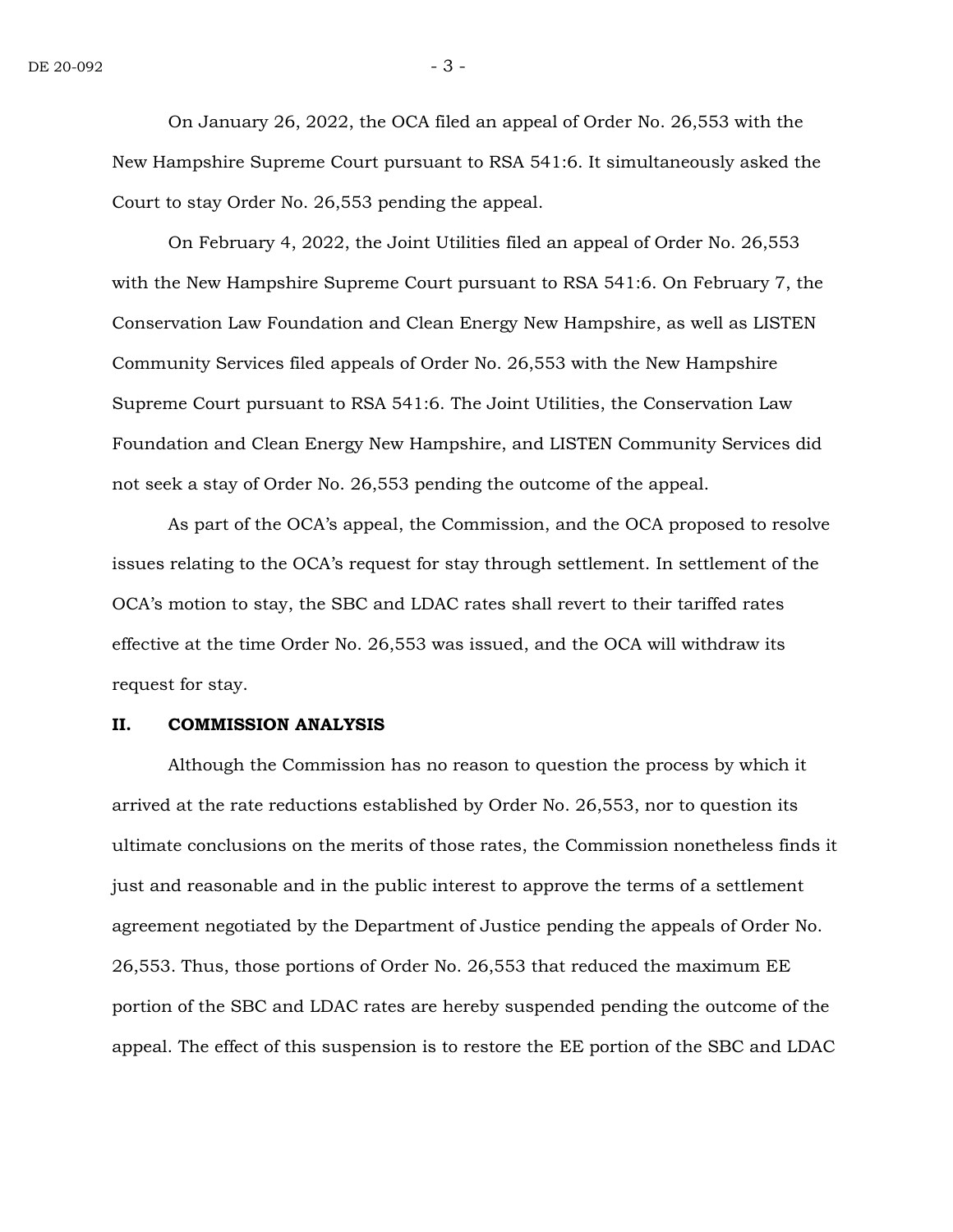On January 26, 2022, the OCA filed an appeal of Order No. 26,553 with the New Hampshire Supreme Court pursuant to RSA 541:6. It simultaneously asked the Court to stay Order No. 26,553 pending the appeal.

On February 4, 2022, the Joint Utilities filed an appeal of Order No. 26,553 with the New Hampshire Supreme Court pursuant to RSA 541:6. On February 7, the Conservation Law Foundation and Clean Energy New Hampshire, as well as LISTEN Community Services filed appeals of Order No. 26,553 with the New Hampshire Supreme Court pursuant to RSA 541:6. The Joint Utilities, the Conservation Law Foundation and Clean Energy New Hampshire, and LISTEN Community Services did not seek a stay of Order No. 26,553 pending the outcome of the appeal.

As part of the OCA's appeal, the Commission, and the OCA proposed to resolve issues relating to the OCA's request for stay through settlement. In settlement of the OCA's motion to stay, the SBC and LDAC rates shall revert to their tariffed rates effective at the time Order No. 26,553 was issued, and the OCA will withdraw its request for stay.

## II. COMMISSION ANALYSIS

Although the Commission has no reason to question the process by which it arrived at the rate reductions established by Order No. 26,553, nor to question its ultimate conclusions on the merits of those rates, the Commission nonetheless finds it just and reasonable and in the public interest to approve the terms of a settlement agreement negotiated by the Department of Justice pending the appeals of Order No. 26,553. Thus, those portions of Order No. 26,553 that reduced the maximum EE portion of the SBC and LDAC rates are hereby suspended pending the outcome of the appeal. The effect of this suspension is to restore the EE portion of the SBC and LDAC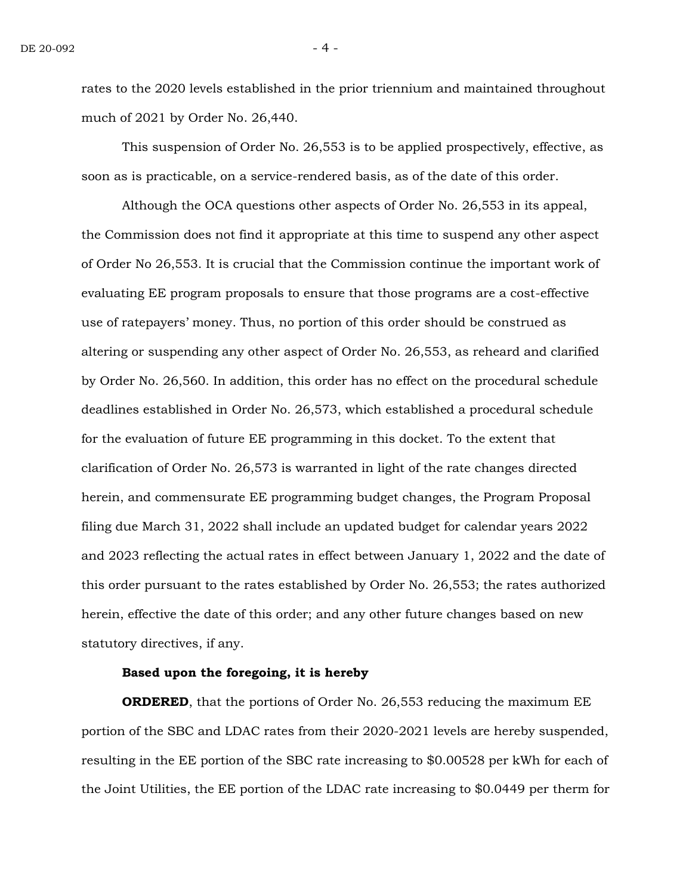rates to the 2020 levels established in the prior triennium and maintained throughout much of 2021 by Order No. 26,440.

This suspension of Order No. 26,553 is to be applied prospectively, effective, as soon as is practicable, on a service-rendered basis, as of the date of this order.

Although the OCA questions other aspects of Order No. 26,553 in its appeal, the Commission does not find it appropriate at this time to suspend any other aspect of Order No 26,553. It is crucial that the Commission continue the important work of evaluating EE program proposals to ensure that those programs are a cost-effective use of ratepayers' money. Thus, no portion of this order should be construed as altering or suspending any other aspect of Order No. 26,553, as reheard and clarified by Order No. 26,560. In addition, this order has no effect on the procedural schedule deadlines established in Order No. 26,573, which established a procedural schedule for the evaluation of future EE programming in this docket. To the extent that clarification of Order No. 26,573 is warranted in light of the rate changes directed herein, and commensurate EE programming budget changes, the Program Proposal filing due March 31, 2022 shall include an updated budget for calendar years 2022 and 2023 reflecting the actual rates in effect between January 1, 2022 and the date of this order pursuant to the rates established by Order No. 26,553; the rates authorized herein, effective the date of this order; and any other future changes based on new statutory directives, if any.

**Based upon the foregoing, it is hereby**

**ORDERED**, that the portions of Order No. 26,553 reducing the maximum EE portion of the SBC and LDAC rates from their 2020-2021 levels are hereby suspended, resulting in the EE portion of the SBC rate increasing to $0.00528 per kWh for each of the Joint Utilities, the EE portion of the LDAC rate increasing to $0.0449 per therm for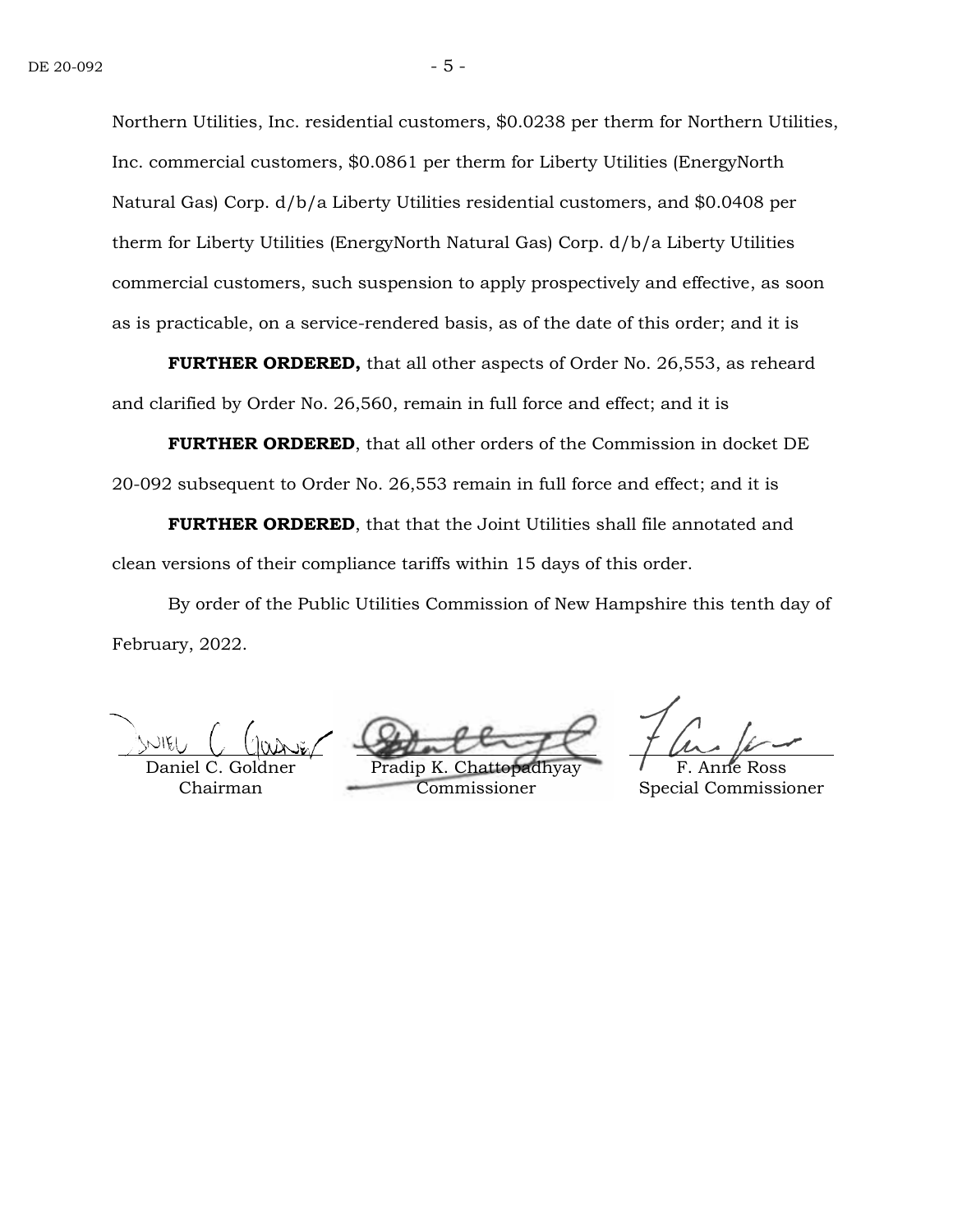Northern Utilities, Inc. residential customers, $0.0238 per therm for Northern Utilities, Inc. commercial customers, $0.0861 per therm for Liberty Utilities (EnergyNorth Natural Gas) Corp. d/b/a Liberty Utilities residential customers, and $0.0408 per therm for Liberty Utilities (EnergyNorth Natural Gas) Corp. d/b/a Liberty Utilities commercial customers, such suspension to apply prospectively and effective, as soon as is practicable, on a service-rendered basis, as of the date of this order; and it is

**FURTHER ORDERED,** that all other aspects of Order No. 26,553, as reheard and clarified by Order No. 26,560, remain in full force and effect; and it is

**FURTHER ORDERED**, that all other orders of the Commission in docket DE 20-092 subsequent to Order No. 26,553 remain in full force and effect; and it is

**FURTHER ORDERED**, that that the Joint Utilities shall file annotated and clean versions of their compliance tariffs within 15 days of this order.

By order of the Public Utilities Commission of New Hampshire this tenth day of February, 2022.

| Daniel C. Goldner<br>Chairman | Pradip K. Chattopadhyay<br>Commissioner | F. Anne Ross<br>Special Commissioner |
|---|---|---|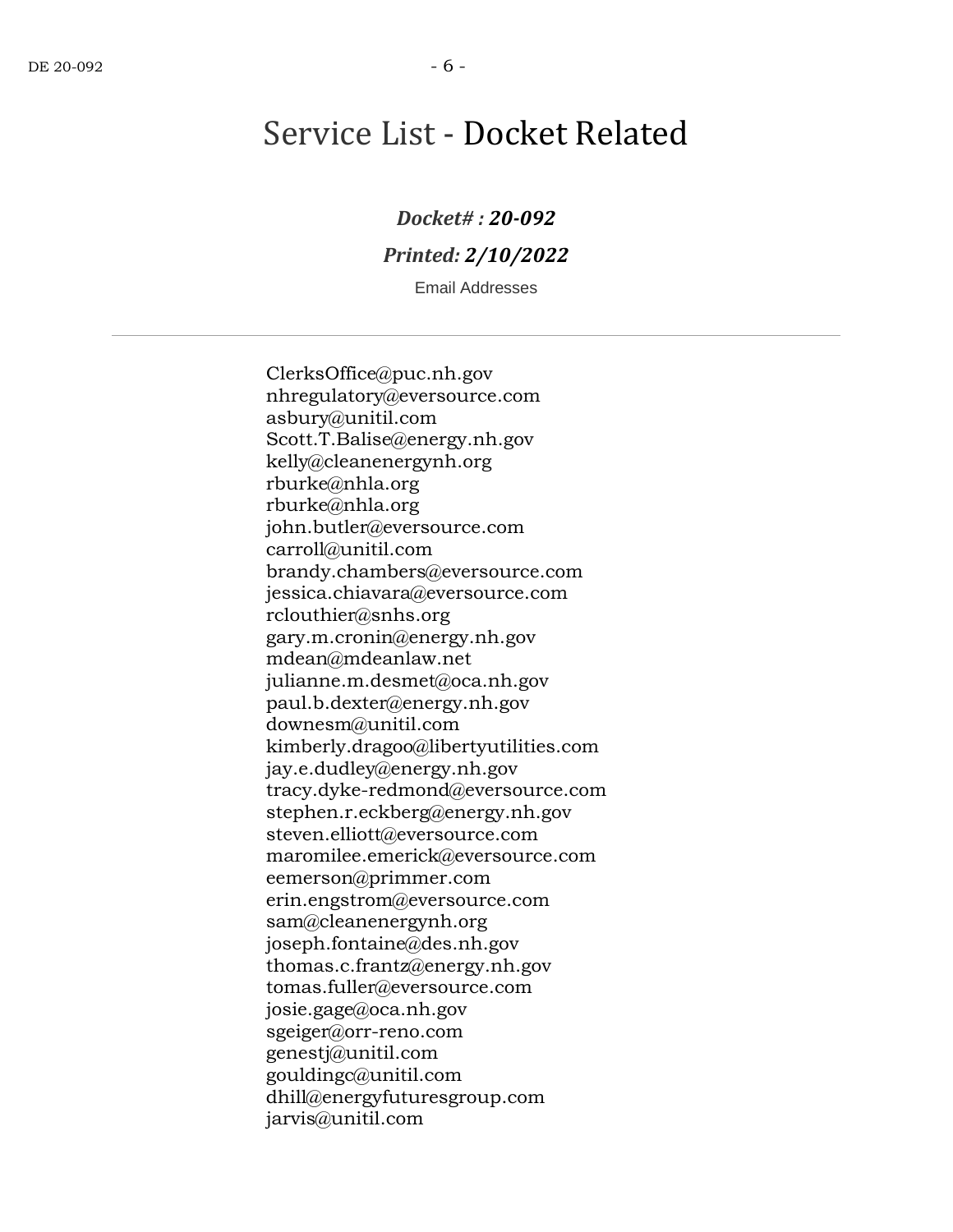# Service List - Docket Related

***Docket# : 20-092***

***Printed: 2/10/2022***

Email Addresses

---

ClerksOffice@puc.nh.gov
nhregulatory@eversource.com
asbury@unitil.com
Scott.T.Balise@energy.nh.gov
kelly@cleanenergynh.org
rburke@nhla.org
rburke@nhla.org
john.butler@eversource.com
carroll@unitil.com
brandy.chambers@eversource.com
jessica.chiavara@eversource.com
rclouthier@snhs.org
gary.m.cronin@energy.nh.gov
mdean@mdeanlaw.net
julianne.m.desmet@oca.nh.gov
paul.b.dexter@energy.nh.gov
downesm@unitil.com
kimberly.dragoo@libertyutilities.com
jay.e.dudley@energy.nh.gov
tracy.dyke-redmond@eversource.com
stephen.r.eckberg@energy.nh.gov
steven.elliott@eversource.com
maromilee.emerick@eversource.com
eemerson@primmer.com
erin.engstrom@eversource.com
sam@cleanenergynh.org
joseph.fontaine@des.nh.gov
thomas.c.frantz@energy.nh.gov
tomas.fuller@eversource.com
josie.gage@oca.nh.gov
sgeiger@orr-reno.com
genestj@unitil.com
gouldingc@unitil.com
dhill@energyfuturesgroup.com
jarvis@unitil.com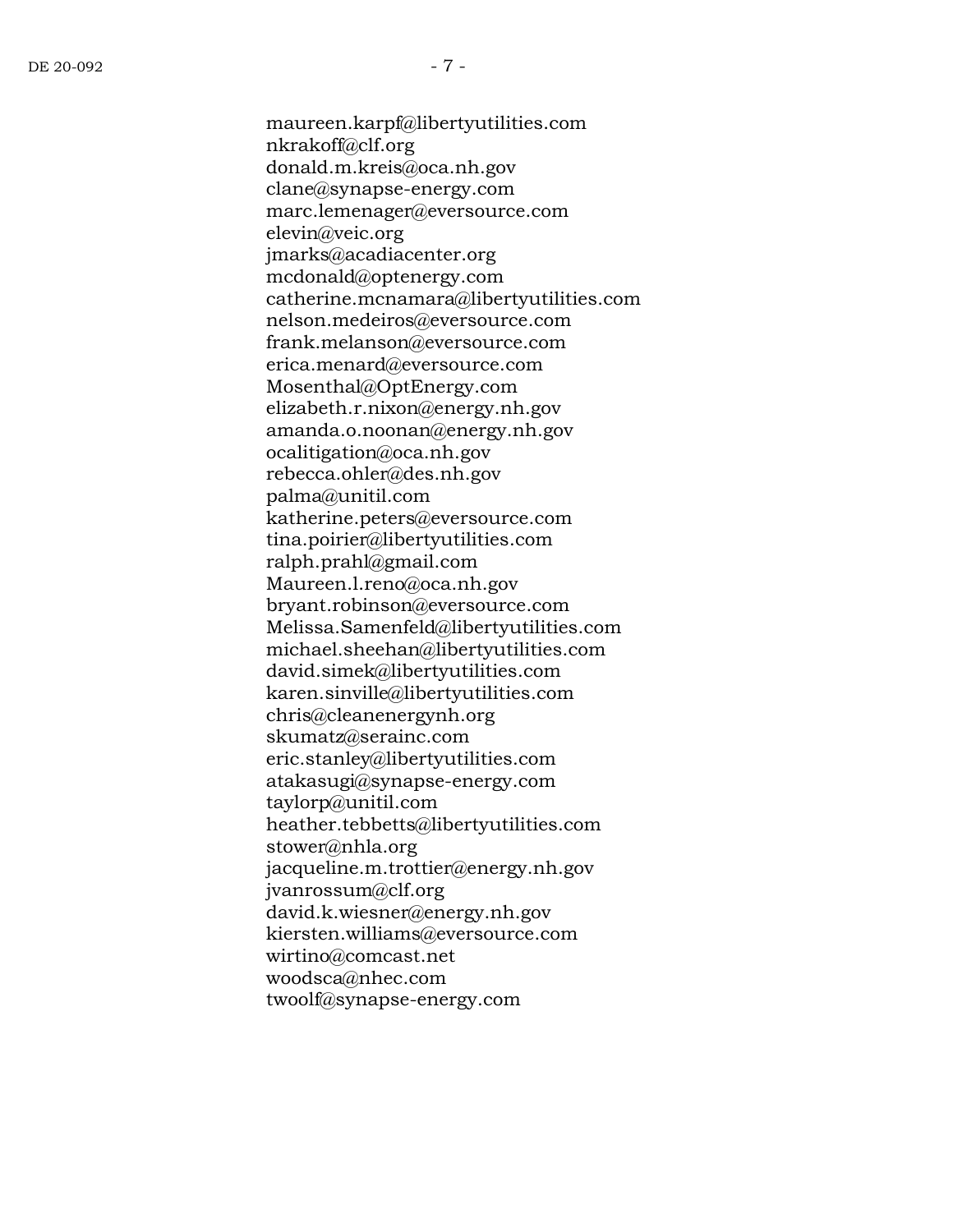maureen.karpf@libertyutilities.com
nkrakoff@clf.org
donald.m.kreis@oca.nh.gov
clane@synapse-energy.com
marc.lemenager@eversource.com
elevin@veic.org
jmarks@acadiacenter.org
mcdonald@optenergy.com
catherine.mcnamara@libertyutilities.com
nelson.medeiros@eversource.com
frank.melanson@eversource.com
erica.menard@eversource.com
Mosenthal@OptEnergy.com
elizabeth.r.nixon@energy.nh.gov
amanda.o.noonan@energy.nh.gov
ocalitigation@oca.nh.gov
rebecca.ohler@des.nh.gov
palma@unitil.com
katherine.peters@eversource.com
tina.poirier@libertyutilities.com
ralph.prahl@gmail.com
Maureen.l.reno@oca.nh.gov
bryant.robinson@eversource.com
Melissa.Samenfeld@libertyutilities.com
michael.sheehan@libertyutilities.com
david.simek@libertyutilities.com
karen.sinville@libertyutilities.com
chris@cleanenergynh.org
skumatz@serainc.com
eric.stanley@libertyutilities.com
atakasugi@synapse-energy.com
taylorp@unitil.com
heather.tebbetts@libertyutilities.com
stower@nhla.org
jacqueline.m.trottier@energy.nh.gov
jvanrossum@clf.org
david.k.wiesner@energy.nh.gov
kiersten.williams@eversource.com
wirtino@comcast.net
woodsca@nhec.com
twoolf@synapse-energy.com